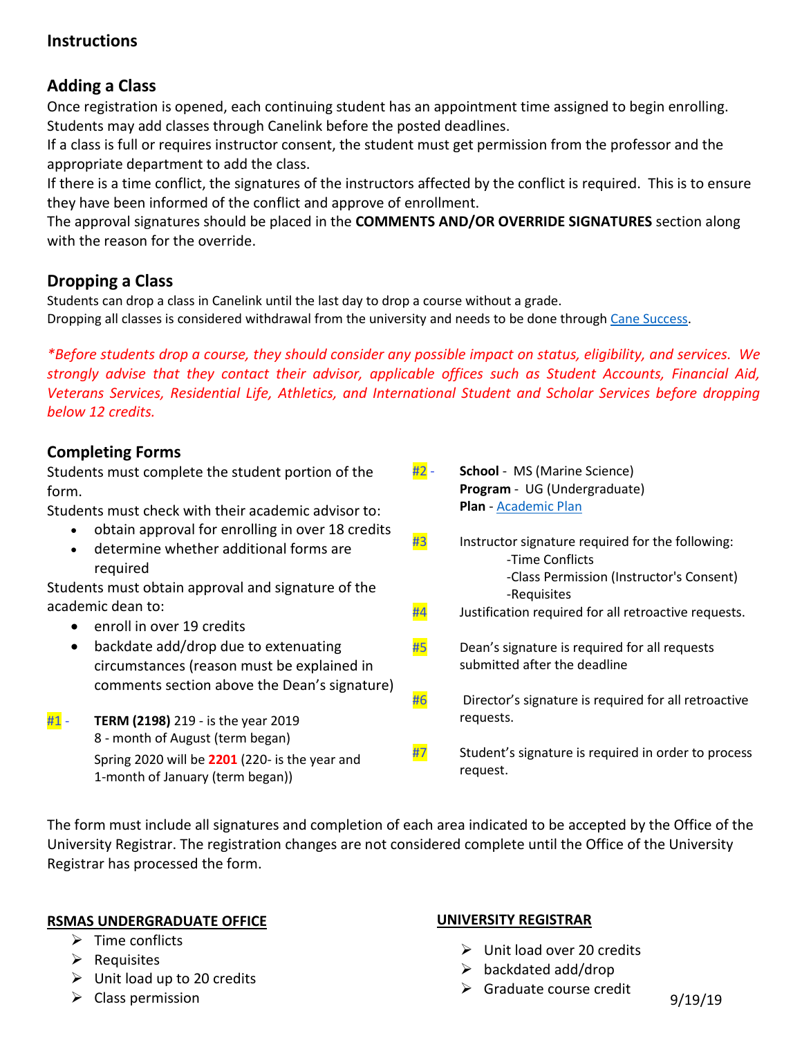## Instructions

### Adding a Class

Once registration is opened, each continuing student has an appointment time assigned to begin enrolling. Students may add classes through Canelink before the posted deadlines.

If a class is full or requires instructor consent, the student must get permission from the professor and the appropriate department to add the class.

If there is a time conflict, the signatures of the instructors affected by the conflict is required. This is to ensure they have been informed of the conflict and approve of enrollment.

The approval signatures should be placed in the **COMMENTS AND/OR OVERRIDE SIGNATURES** section along with the reason for the override.

### Dropping a Class

Students can drop a class in Canelink until the last day to drop a course without a grade.

Dropping all classes is considered withdrawal from the university and needs to be done through Cane Success.

*\*Before students drop a course, they should consider any possible impact on status, eligibility, and services. We strongly advise that they contact their advisor, applicable offices such as Student Accounts, Financial Aid, Veterans Services, Residential Life, Athletics, and International Student and Scholar Services before dropping below 12 credits.*

### Completing Forms

Students must complete the student portion of the form.

Students must check with their academic advisor to:

- obtain approval for enrolling in over 18 credits
- determine whether additional forms are required

Students must obtain approval and signature of the academic dean to:

- enroll in over 19 credits
- backdate add/drop due to extenuating circumstances (reason must be explained in comments section above the Dean's signature)

#1 - **TERM (2198)** 219 - is the year 2019
8 - month of August (term began)
Spring 2020 will be **2201** (220- is the year and 1-month of January (term began))

#2 - **School** - MS (Marine Science)
**Program** - UG (Undergraduate)
**Plan** - Academic Plan

#3 Instructor signature required for the following:
-Time Conflicts
-Class Permission (Instructor's Consent)
-Requisites

#4 Justification required for all retroactive requests.

#5 Dean's signature is required for all requests submitted after the deadline

#6 Director's signature is required for all retroactive requests.

#7 Student's signature is required in order to process request.

The form must include all signatures and completion of each area indicated to be accepted by the Office of the University Registrar. The registration changes are not considered complete until the Office of the University Registrar has processed the form.

**RSMAS UNDERGRADUATE OFFICE**

- Time conflicts
- Requisites
- Unit load up to 20 credits
- Class permission

**UNIVERSITY REGISTRAR**

- Unit load over 20 credits
- backdated add/drop
- Graduate course credit

9/19/19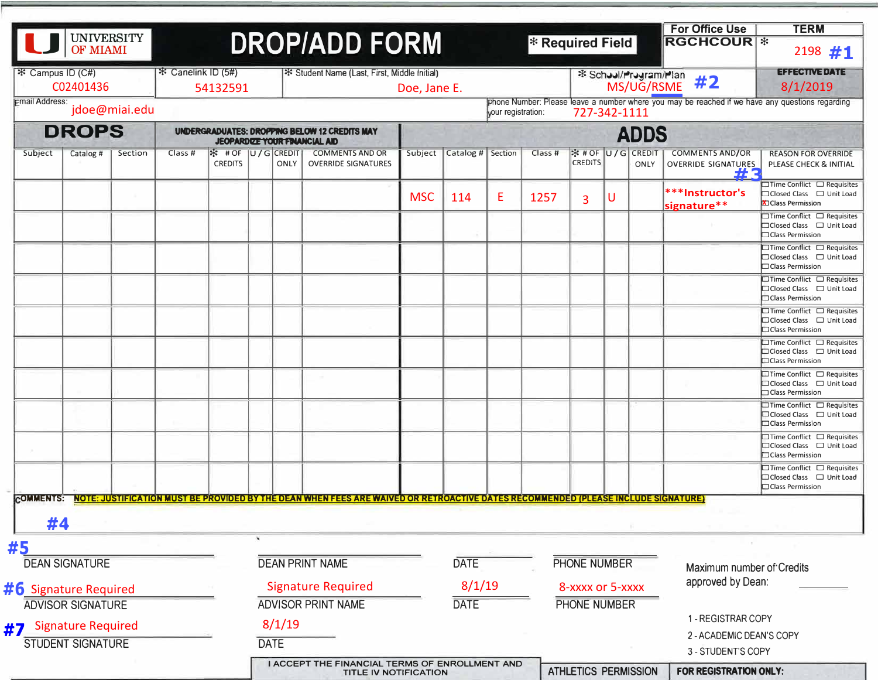# UNIVERSITY OF MIAMI DROP/ADD FORM

✻ Required Field

| For Office Use | TERM |
|---|---|
| RGCHCOUR | ✻ 2198 #1 |

| ✻ Campus ID (C#) | ✻ Canelink ID (5#) | ✻ Student Name (Last, First, Middle Initial) | ✻ School/Program/Plan | EFFECTIVE DATE |
|---|---|---|---|---|
| C02401436 | 54132591 | Doe, Jane E. | MS/UG/RSME #2 | 8/1/2019 |

Email Address: jdoe@miai.edu

Phone Number: Please leave a number where you may be reached if we have any questions regarding your registration: 727-342-1111

## DROPS

**UNDERGRADUATES: DROPPING BELOW 12 CREDITS MAY JEOPARDIZE YOUR FINANCIAL AID**

| Subject | Catalog # | Section | Class # | ✻ # OF CREDITS | U / G | CREDIT ONLY | COMMENTS AND OR OVERRIDE SIGNATURES |
|---|---|---|---|---|---|---|---|
| | | | | | | | |

## ADDS

| Subject | Catalog # | Section | Class # | ✻ # OF CREDITS | U / G | CREDIT ONLY | COMMENTS AND/OR OVERRIDE SIGNATURES | REASON FOR OVERRIDE PLEASE CHECK & INITIAL #3 |
|---|---|---|---|---|---|---|---|---|
| MSC | 114 | E | 1257 | 3 | U | | ***Instructor's signature** | ☐ Time Conflict ☐ Requisites ☐ Closed Class ☐ Unit Load ☒ Class Permission |
| | | | | | | | | ☐ Time Conflict ☐ Requisites ☐ Closed Class ☐ Unit Load ☐ Class Permission |
| | | | | | | | | ☐ Time Conflict ☐ Requisites ☐ Closed Class ☐ Unit Load ☐ Class Permission |
| | | | | | | | | ☐ Time Conflict ☐ Requisites ☐ Closed Class ☐ Unit Load ☐ Class Permission |
| | | | | | | | | ☐ Time Conflict ☐ Requisites ☐ Closed Class ☐ Unit Load ☐ Class Permission |
| | | | | | | | | ☐ Time Conflict ☐ Requisites ☐ Closed Class ☐ Unit Load ☐ Class Permission |
| | | | | | | | | ☐ Time Conflict ☐ Requisites ☐ Closed Class ☐ Unit Load ☐ Class Permission |
| | | | | | | | | ☐ Time Conflict ☐ Requisites ☐ Closed Class ☐ Unit Load ☐ Class Permission |
| | | | | | | | | ☐ Time Conflict ☐ Requisites ☐ Closed Class ☐ Unit Load ☐ Class Permission |
| | | | | | | | | ☐ Time Conflict ☐ Requisites ☐ Closed Class ☐ Unit Load ☐ Class Permission |

COMMENTS: **NOTE: JUSTIFICATION MUST BE PROVIDED BY THE DEAN WHEN FEES ARE WAIVED OR RETROACTIVE DATES RECOMMENDED (PLEASE INCLUDE SIGNATURE)**

#4

#5 DEAN SIGNATURE | DEAN PRINT NAME | DATE | PHONE NUMBER

#6 Signature Required — ADVISOR SIGNATURE | Signature Required — ADVISOR PRINT NAME | 8/1/19 — DATE | 8-xxxx or 5-xxxx — PHONE NUMBER

#7 Signature Required — STUDENT SIGNATURE | 8/1/19 — DATE

Maximum number of Credits approved by Dean: ________

1 - REGISTRAR COPY
2 - ACADEMIC DEAN'S COPY
3 - STUDENT'S COPY

I ACCEPT THE FINANCIAL TERMS OF ENROLLMENT AND TITLE IV NOTIFICATION | ATHLETICS PERMISSION | **FOR REGISTRATION ONLY:**